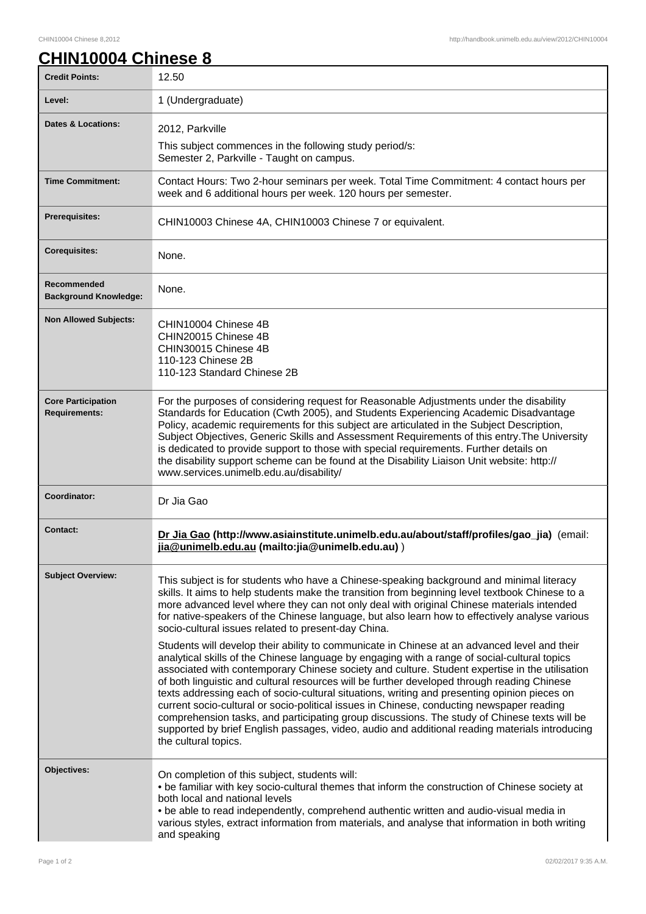# CHIN10004 Chinese 8

| | |
|---|---|
| **Credit Points:** | 12.50 |
| **Level:** | 1 (Undergraduate) |
| **Dates & Locations:** | 2012, Parkville<br>This subject commences in the following study period/s:<br>Semester 2, Parkville - Taught on campus. |
| **Time Commitment:** | Contact Hours: Two 2-hour seminars per week. Total Time Commitment: 4 contact hours per week and 6 additional hours per week. 120 hours per semester. |
| **Prerequisites:** | CHIN10003 Chinese 4A, CHIN10003 Chinese 7 or equivalent. |
| **Corequisites:** | None. |
| **Recommended Background Knowledge:** | None. |
| **Non Allowed Subjects:** | CHIN10004 Chinese 4B<br>CHIN20015 Chinese 4B<br>CHIN30015 Chinese 4B<br>110-123 Chinese 2B<br>110-123 Standard Chinese 2B |
| **Core Participation Requirements:** | For the purposes of considering request for Reasonable Adjustments under the disability Standards for Education (Cwth 2005), and Students Experiencing Academic Disadvantage Policy, academic requirements for this subject are articulated in the Subject Description, Subject Objectives, Generic Skills and Assessment Requirements of this entry.The University is dedicated to provide support to those with special requirements. Further details on the disability support scheme can be found at the Disability Liaison Unit website: http://www.services.unimelb.edu.au/disability/ |
| **Coordinator:** | Dr Jia Gao |
| **Contact:** | **Dr Jia Gao (http://www.asiainstitute.unimelb.edu.au/about/staff/profiles/gao_jia)** (email: **jia@unimelb.edu.au (mailto:jia@unimelb.edu.au)** ) |
| **Subject Overview:** | This subject is for students who have a Chinese-speaking background and minimal literacy skills. It aims to help students make the transition from beginning level textbook Chinese to a more advanced level where they can not only deal with original Chinese materials intended for native-speakers of the Chinese language, but also learn how to effectively analyse various socio-cultural issues related to present-day China.<br><br>Students will develop their ability to communicate in Chinese at an advanced level and their analytical skills of the Chinese language by engaging with a range of social-cultural topics associated with contemporary Chinese society and culture. Student expertise in the utilisation of both linguistic and cultural resources will be further developed through reading Chinese texts addressing each of socio-cultural situations, writing and presenting opinion pieces on current socio-cultural or socio-political issues in Chinese, conducting newspaper reading comprehension tasks, and participating group discussions. The study of Chinese texts will be supported by brief English passages, video, audio and additional reading materials introducing the cultural topics. |
| **Objectives:** | On completion of this subject, students will:<br>• be familiar with key socio-cultural themes that inform the construction of Chinese society at both local and national levels<br>• be able to read independently, comprehend authentic written and audio-visual media in various styles, extract information from materials, and analyse that information in both writing and speaking |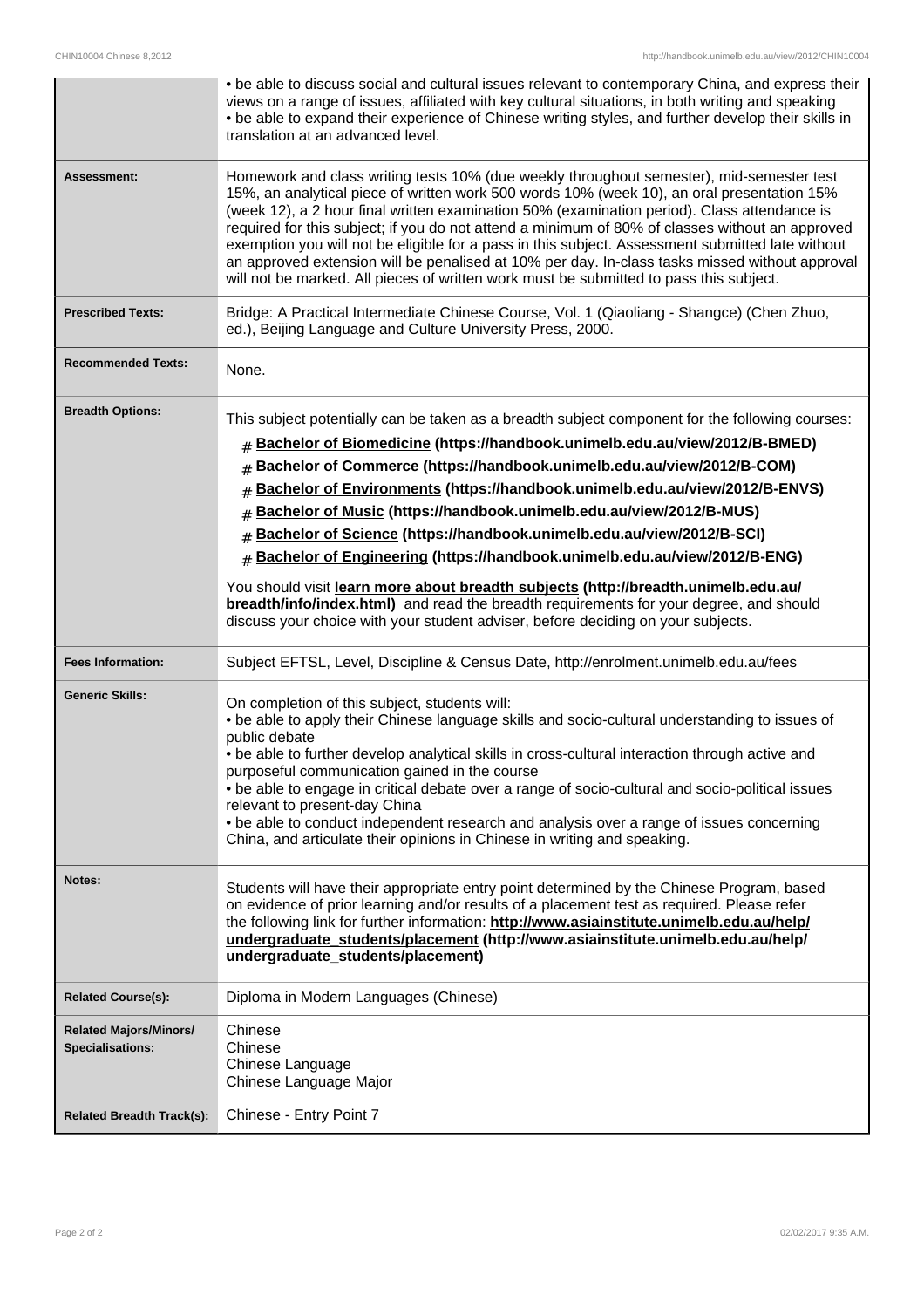| | |
|---|---|
| | • be able to discuss social and cultural issues relevant to contemporary China, and express their views on a range of issues, affiliated with key cultural situations, in both writing and speaking<br>• be able to expand their experience of Chinese writing styles, and further develop their skills in translation at an advanced level. |
| **Assessment:** | Homework and class writing tests 10% (due weekly throughout semester), mid-semester test 15%, an analytical piece of written work 500 words 10% (week 10), an oral presentation 15% (week 12), a 2 hour final written examination 50% (examination period). Class attendance is required for this subject; if you do not attend a minimum of 80% of classes without an approved exemption you will not be eligible for a pass in this subject. Assessment submitted late without an approved extension will be penalised at 10% per day. In-class tasks missed without approval will not be marked. All pieces of written work must be submitted to pass this subject. |
| **Prescribed Texts:** | Bridge: A Practical Intermediate Chinese Course, Vol. 1 (Qiaoliang - Shangce) (Chen Zhuo, ed.), Beijing Language and Culture University Press, 2000. |
| **Recommended Texts:** | None. |
| **Breadth Options:** | This subject potentially can be taken as a breadth subject component for the following courses:<br># **Bachelor of Biomedicine (https://handbook.unimelb.edu.au/view/2012/B-BMED)**<br># **Bachelor of Commerce (https://handbook.unimelb.edu.au/view/2012/B-COM)**<br># **Bachelor of Environments (https://handbook.unimelb.edu.au/view/2012/B-ENVS)**<br># **Bachelor of Music (https://handbook.unimelb.edu.au/view/2012/B-MUS)**<br># **Bachelor of Science (https://handbook.unimelb.edu.au/view/2012/B-SCI)**<br># **Bachelor of Engineering (https://handbook.unimelb.edu.au/view/2012/B-ENG)**<br>You should visit **learn more about breadth subjects (http://breadth.unimelb.edu.au/breadth/info/index.html)** and read the breadth requirements for your degree, and should discuss your choice with your student adviser, before deciding on your subjects. |
| **Fees Information:** | Subject EFTSL, Level, Discipline & Census Date, http://enrolment.unimelb.edu.au/fees |
| **Generic Skills:** | On completion of this subject, students will:<br>• be able to apply their Chinese language skills and socio-cultural understanding to issues of public debate<br>• be able to further develop analytical skills in cross-cultural interaction through active and purposeful communication gained in the course<br>• be able to engage in critical debate over a range of socio-cultural and socio-political issues relevant to present-day China<br>• be able to conduct independent research and analysis over a range of issues concerning China, and articulate their opinions in Chinese in writing and speaking. |
| **Notes:** | Students will have their appropriate entry point determined by the Chinese Program, based on evidence of prior learning and/or results of a placement test as required. Please refer the following link for further information: **http://www.asiainstitute.unimelb.edu.au/help/undergraduate_students/placement (http://www.asiainstitute.unimelb.edu.au/help/undergraduate_students/placement)** |
| **Related Course(s):** | Diploma in Modern Languages (Chinese) |
| **Related Majors/Minors/Specialisations:** | Chinese<br>Chinese<br>Chinese Language<br>Chinese Language Major |
| **Related Breadth Track(s):** | Chinese - Entry Point 7 |